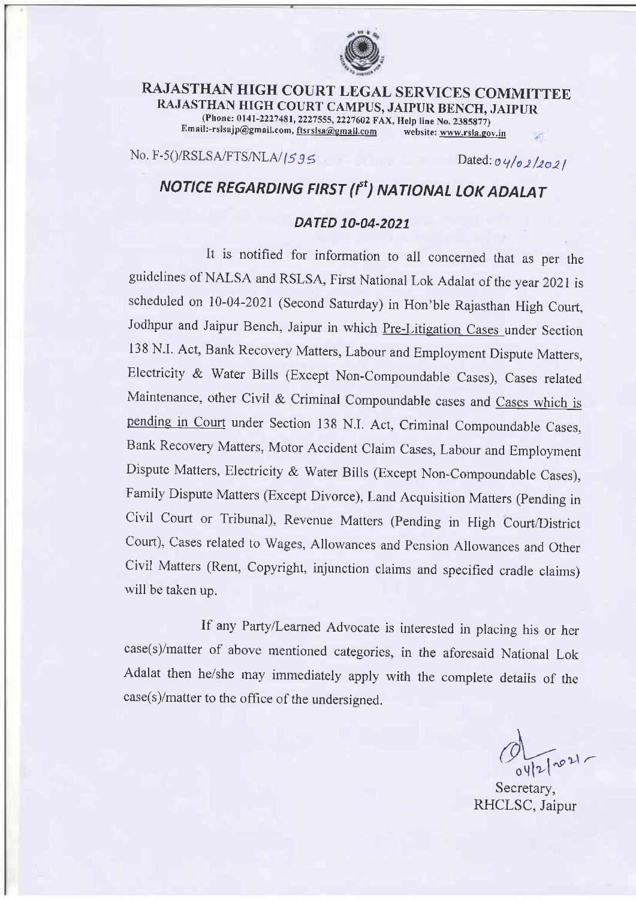# RAJASTHAN HIGH COURT LEGAL SERVICES COMMITTEE

**RAJASTHAN HIGH COURT CAMPUS, JAIPUR BENCH, JAIPUR**

(Phone: 0141-2227481, 2227555, 2227602 FAX, Help line No. 2385877)
Email:-rslsajp@gmail.com, ftsrslsa@gmail.com website: www.rsla.gov.in

No. F-5()/RSLSA/FTS/NLA/1595 Dated: 04/02/2021

## NOTICE REGARDING FIRST (Ist) NATIONAL LOK ADALAT

### DATED 10-04-2021

It is notified for information to all concerned that as per the guidelines of NALSA and RSLSA, First National Lok Adalat of the year 2021 is scheduled on 10-04-2021 (Second Saturday) in Hon'ble Rajasthan High Court, Jodhpur and Jaipur Bench, Jaipur in which Pre-Litigation Cases under Section 138 N.I. Act, Bank Recovery Matters, Labour and Employment Dispute Matters, Electricity & Water Bills (Except Non-Compoundable Cases), Cases related Maintenance, other Civil & Criminal Compoundable cases and Cases which is pending in Court under Section 138 N.I. Act, Criminal Compoundable Cases, Bank Recovery Matters, Motor Accident Claim Cases, Labour and Employment Dispute Matters, Electricity & Water Bills (Except Non-Compoundable Cases), Family Dispute Matters (Except Divorce), Land Acquisition Matters (Pending in Civil Court or Tribunal), Revenue Matters (Pending in High Court/District Court), Cases related to Wages, Allowances and Pension Allowances and Other Civil Matters (Rent, Copyright, injunction claims and specified cradle claims) will be taken up.

If any Party/Learned Advocate is interested in placing his or her case(s)/matter of above mentioned categories, in the aforesaid National Lok Adalat then he/she may immediately apply with the complete details of the case(s)/matter to the office of the undersigned.

04/2/2021

Secretary,
RHCLSC, Jaipur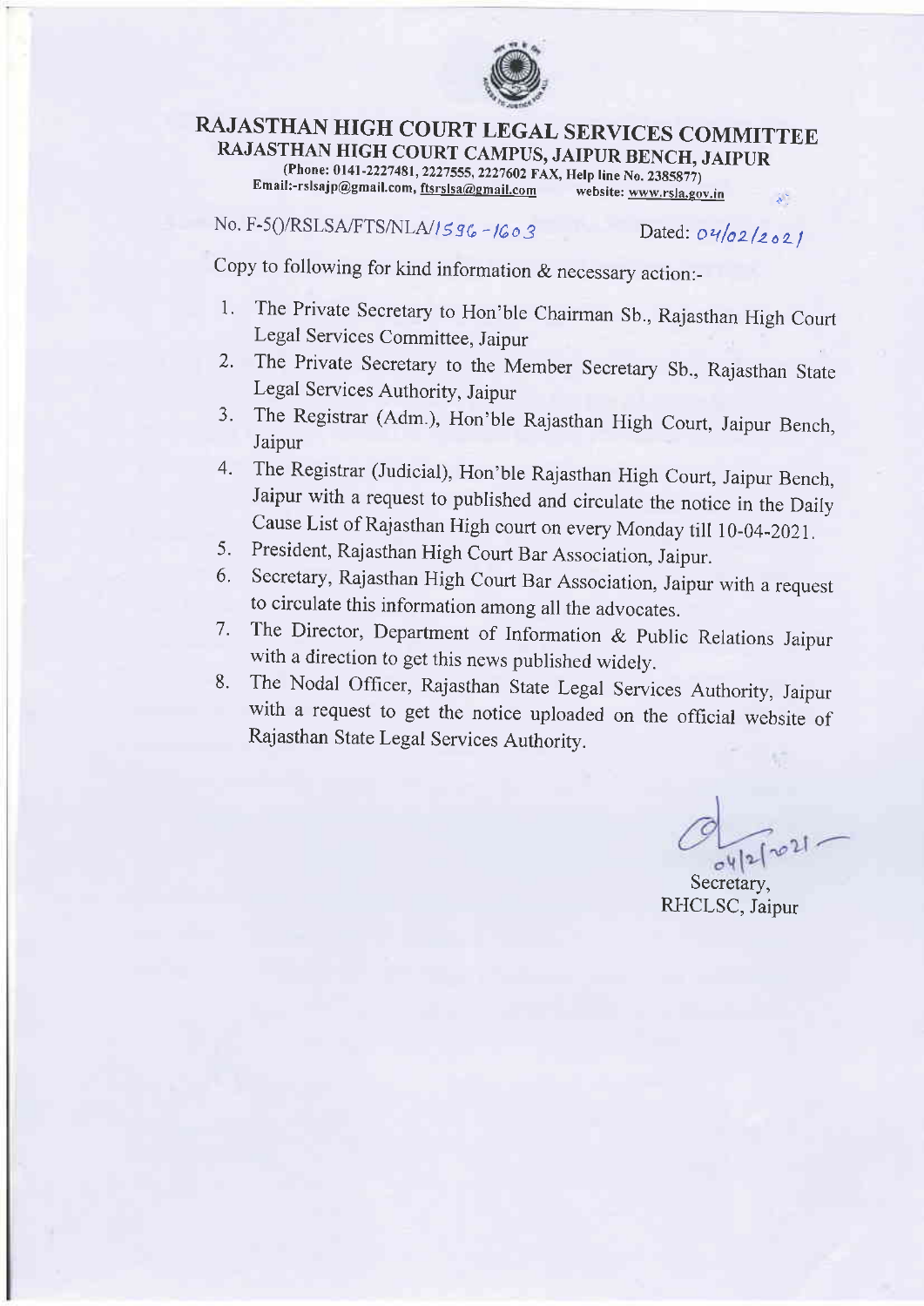# RAJASTHAN HIGH COURT LEGAL SERVICES COMMITTEE

## RAJASTHAN HIGH COURT CAMPUS, JAIPUR BENCH, JAIPUR

(Phone: 0141-2227481, 2227555, 2227602 FAX, Help line No. 2385877)
Email:-rslsajp@gmail.com, ftsrslsa@gmail.com website: www.rsla.gov.in

No. F-5()/RSLSA/FTS/NLA/1596-1603 Dated: 04/02/2021

Copy to following for kind information & necessary action:-

1. The Private Secretary to Hon'ble Chairman Sb., Rajasthan High Court Legal Services Committee, Jaipur
2. The Private Secretary to the Member Secretary Sb., Rajasthan State Legal Services Authority, Jaipur
3. The Registrar (Adm.), Hon'ble Rajasthan High Court, Jaipur Bench, Jaipur
4. The Registrar (Judicial), Hon'ble Rajasthan High Court, Jaipur Bench, Jaipur with a request to published and circulate the notice in the Daily Cause List of Rajasthan High court on every Monday till 10-04-2021.
5. President, Rajasthan High Court Bar Association, Jaipur.
6. Secretary, Rajasthan High Court Bar Association, Jaipur with a request to circulate this information among all the advocates.
7. The Director, Department of Information & Public Relations Jaipur with a direction to get this news published widely.
8. The Nodal Officer, Rajasthan State Legal Services Authority, Jaipur with a request to get the notice uploaded on the official website of Rajasthan State Legal Services Authority.

04/2/2021

Secretary,
RHCLSC, Jaipur